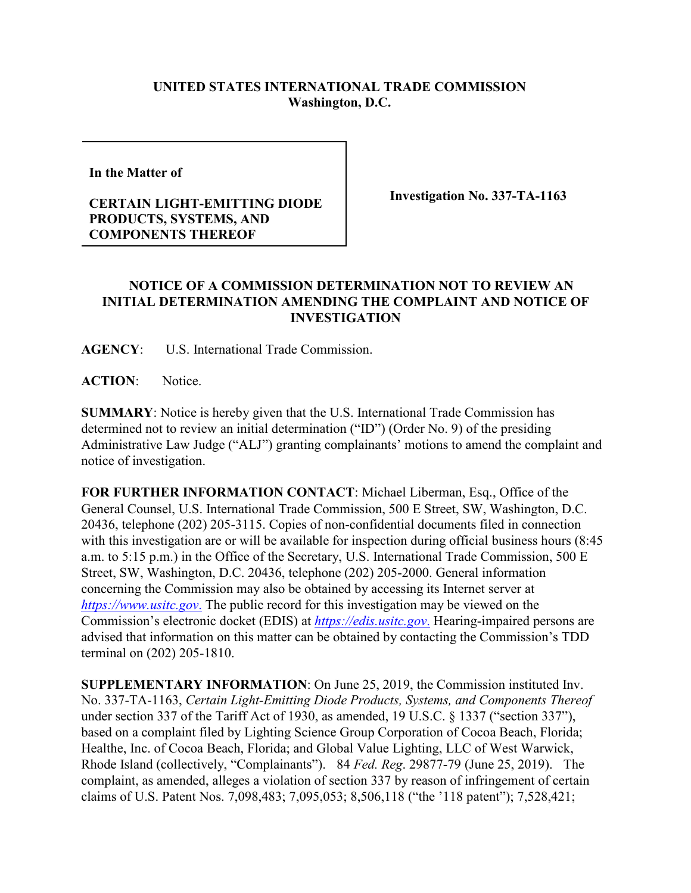**UNITED STATES INTERNATIONAL TRADE COMMISSION**
**Washington, D.C.**

| | |
|---|---|
| **In the Matter of**<br><br>**CERTAIN LIGHT-EMITTING DIODE PRODUCTS, SYSTEMS, AND COMPONENTS THEREOF** | **Investigation No. 337-TA-1163** |

**NOTICE OF A COMMISSION DETERMINATION NOT TO REVIEW AN INITIAL DETERMINATION AMENDING THE COMPLAINT AND NOTICE OF INVESTIGATION**

**AGENCY**: U.S. International Trade Commission.

**ACTION**: Notice.

**SUMMARY**: Notice is hereby given that the U.S. International Trade Commission has determined not to review an initial determination ("ID") (Order No. 9) of the presiding Administrative Law Judge ("ALJ") granting complainants' motions to amend the complaint and notice of investigation.

**FOR FURTHER INFORMATION CONTACT**: Michael Liberman, Esq., Office of the General Counsel, U.S. International Trade Commission, 500 E Street, SW, Washington, D.C. 20436, telephone (202) 205-3115. Copies of non-confidential documents filed in connection with this investigation are or will be available for inspection during official business hours (8:45 a.m. to 5:15 p.m.) in the Office of the Secretary, U.S. International Trade Commission, 500 E Street, SW, Washington, D.C. 20436, telephone (202) 205-2000. General information concerning the Commission may also be obtained by accessing its Internet server at *https://www.usitc.gov.* The public record for this investigation may be viewed on the Commission's electronic docket (EDIS) at *https://edis.usitc.gov.* Hearing-impaired persons are advised that information on this matter can be obtained by contacting the Commission's TDD terminal on (202) 205-1810.

**SUPPLEMENTARY INFORMATION**: On June 25, 2019, the Commission instituted Inv. No. 337-TA-1163, *Certain Light-Emitting Diode Products, Systems, and Components Thereof* under section 337 of the Tariff Act of 1930, as amended, 19 U.S.C. § 1337 ("section 337"), based on a complaint filed by Lighting Science Group Corporation of Cocoa Beach, Florida; Healthe, Inc. of Cocoa Beach, Florida; and Global Value Lighting, LLC of West Warwick, Rhode Island (collectively, "Complainants"). 84 *Fed. Reg.* 29877-79 (June 25, 2019). The complaint, as amended, alleges a violation of section 337 by reason of infringement of certain claims of U.S. Patent Nos. 7,098,483; 7,095,053; 8,506,118 ("the '118 patent"); 7,528,421;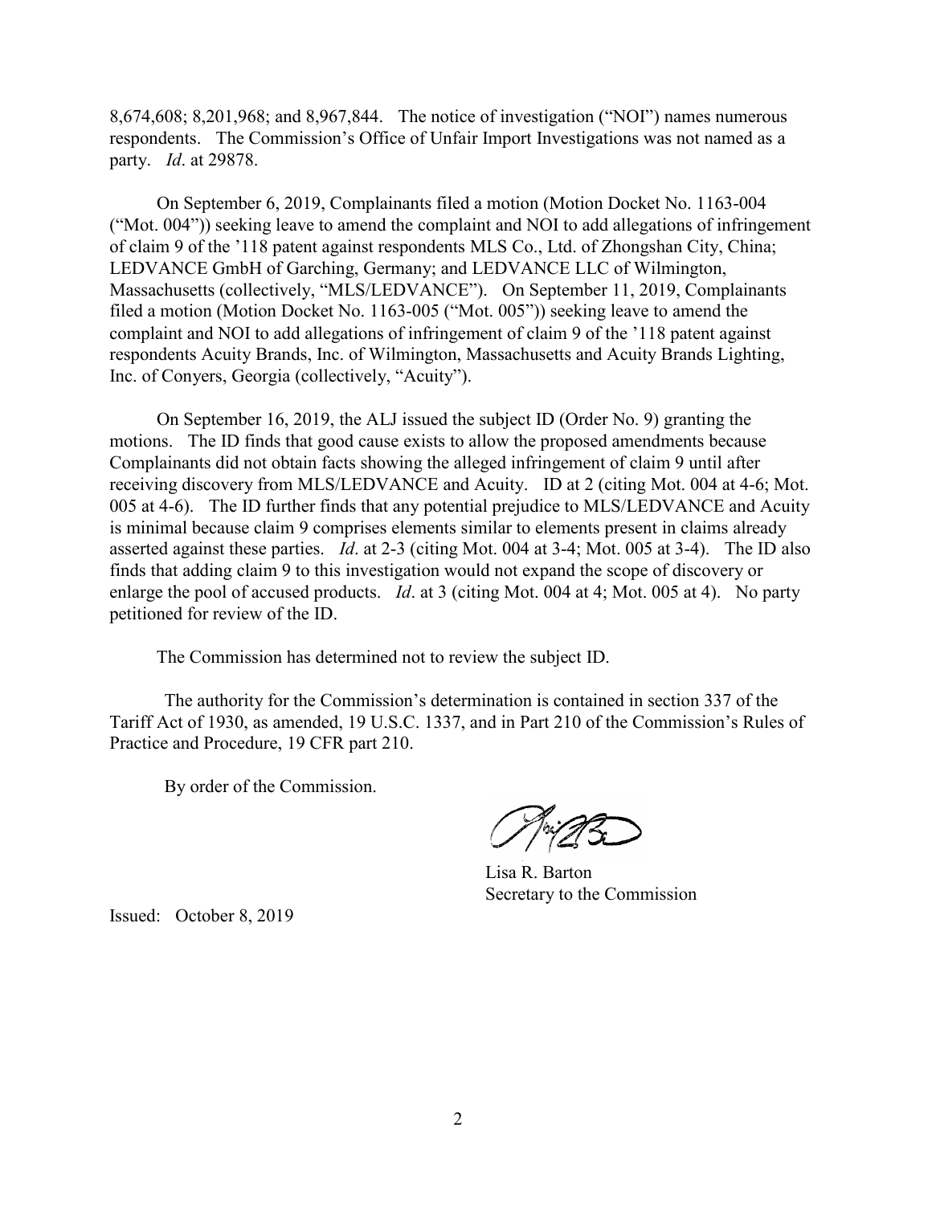8,674,608; 8,201,968; and 8,967,844. The notice of investigation ("NOI") names numerous respondents. The Commission's Office of Unfair Import Investigations was not named as a party. *Id*. at 29878.

On September 6, 2019, Complainants filed a motion (Motion Docket No. 1163-004 ("Mot. 004")) seeking leave to amend the complaint and NOI to add allegations of infringement of claim 9 of the '118 patent against respondents MLS Co., Ltd. of Zhongshan City, China; LEDVANCE GmbH of Garching, Germany; and LEDVANCE LLC of Wilmington, Massachusetts (collectively, "MLS/LEDVANCE"). On September 11, 2019, Complainants filed a motion (Motion Docket No. 1163-005 ("Mot. 005")) seeking leave to amend the complaint and NOI to add allegations of infringement of claim 9 of the '118 patent against respondents Acuity Brands, Inc. of Wilmington, Massachusetts and Acuity Brands Lighting, Inc. of Conyers, Georgia (collectively, "Acuity").

On September 16, 2019, the ALJ issued the subject ID (Order No. 9) granting the motions. The ID finds that good cause exists to allow the proposed amendments because Complainants did not obtain facts showing the alleged infringement of claim 9 until after receiving discovery from MLS/LEDVANCE and Acuity. ID at 2 (citing Mot. 004 at 4-6; Mot. 005 at 4-6). The ID further finds that any potential prejudice to MLS/LEDVANCE and Acuity is minimal because claim 9 comprises elements similar to elements present in claims already asserted against these parties. *Id*. at 2-3 (citing Mot. 004 at 3-4; Mot. 005 at 3-4). The ID also finds that adding claim 9 to this investigation would not expand the scope of discovery or enlarge the pool of accused products. *Id*. at 3 (citing Mot. 004 at 4; Mot. 005 at 4). No party petitioned for review of the ID.

The Commission has determined not to review the subject ID.

The authority for the Commission's determination is contained in section 337 of the Tariff Act of 1930, as amended, 19 U.S.C. 1337, and in Part 210 of the Commission's Rules of Practice and Procedure, 19 CFR part 210.

By order of the Commission.

Lisa R. Barton
Secretary to the Commission

Issued: October 8, 2019